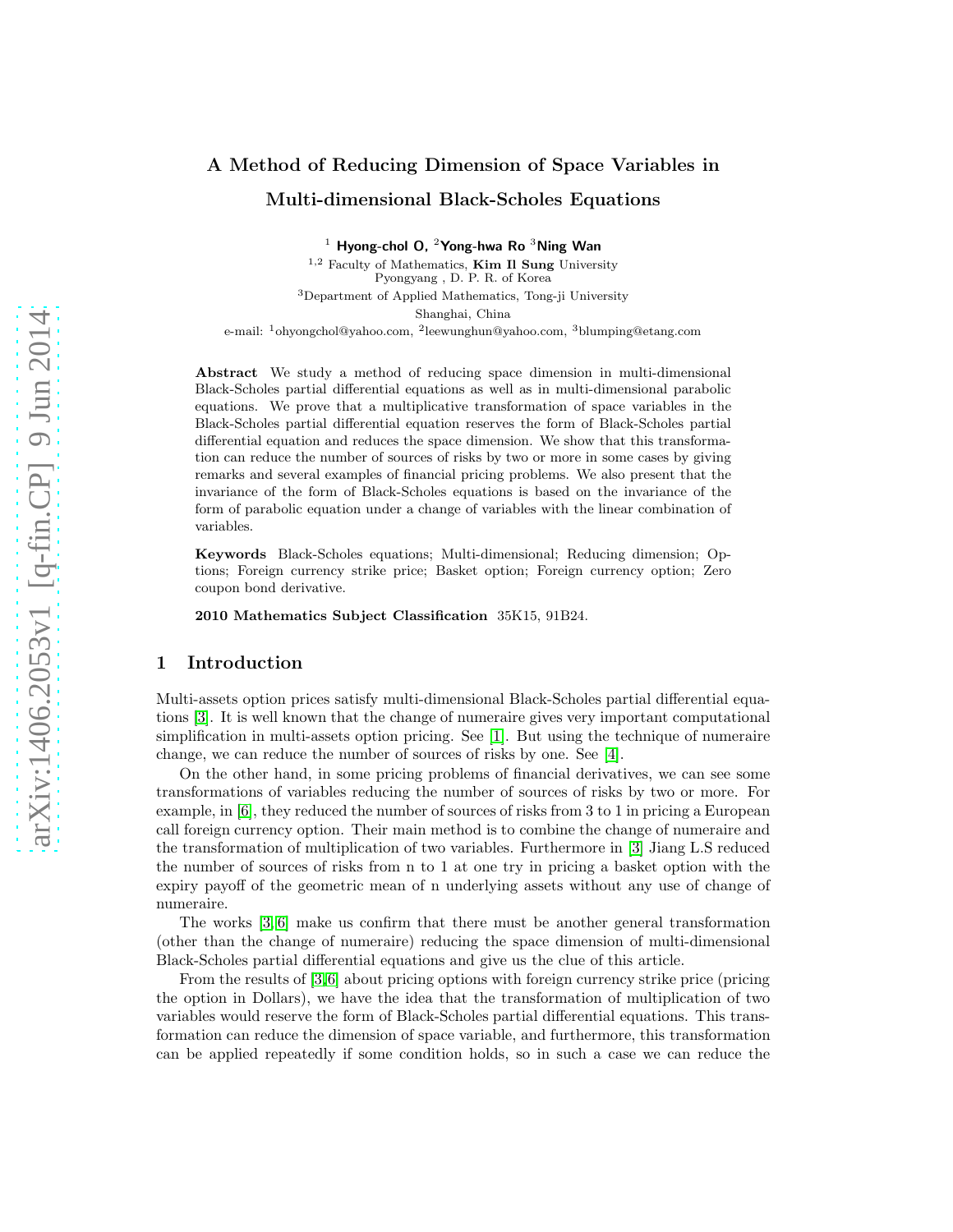# A Method of Reducing Dimension of Space Variables in Multi-dimensional Black-Scholes Equations

[1] **Hyong-chol O,** [2]**Yong-hwa Ro** [3]**Ning Wan**

[1,2] Faculty of Mathematics, **Kim Il Sung** University
Pyongyang , D. P. R. of Korea

[3]Department of Applied Mathematics, Tong-ji University
Shanghai, China

e-mail: [1]ohyongchol@yahoo.com, [2]leewunghun@yahoo.com, [3]blumping@etang.com

**Abstract** We study a method of reducing space dimension in multi-dimensional Black-Scholes partial differential equations as well as in multi-dimensional parabolic equations. We prove that a multiplicative transformation of space variables in the Black-Scholes partial differential equation reserves the form of Black-Scholes partial differential equation and reduces the space dimension. We show that this transformation can reduce the number of sources of risks by two or more in some cases by giving remarks and several examples of financial pricing problems. We also present that the invariance of the form of Black-Scholes equations is based on the invariance of the form of parabolic equation under a change of variables with the linear combination of variables.

**Keywords** Black-Scholes equations; Multi-dimensional; Reducing dimension; Options; Foreign currency strike price; Basket option; Foreign currency option; Zero coupon bond derivative.

**2010 Mathematics Subject Classification** 35K15, 91B24.

## 1 Introduction

Multi-assets option prices satisfy multi-dimensional Black-Scholes partial differential equations [3]. It is well known that the change of numeraire gives very important computational simplification in multi-assets option pricing. See [1]. But using the technique of numeraire change, we can reduce the number of sources of risks by one. See [4].

On the other hand, in some pricing problems of financial derivatives, we can see some transformations of variables reducing the number of sources of risks by two or more. For example, in [6], they reduced the number of sources of risks from 3 to 1 in pricing a European call foreign currency option. Their main method is to combine the change of numeraire and the transformation of multiplication of two variables. Furthermore in [3] Jiang L.S reduced the number of sources of risks from n to 1 at one try in pricing a basket option with the expiry payoff of the geometric mean of n underlying assets without any use of change of numeraire.

The works [3,6] make us confirm that there must be another general transformation (other than the change of numeraire) reducing the space dimension of multi-dimensional Black-Scholes partial differential equations and give us the clue of this article.

From the results of [3,6] about pricing options with foreign currency strike price (pricing the option in Dollars), we have the idea that the transformation of multiplication of two variables would reserve the form of Black-Scholes partial differential equations. This transformation can reduce the dimension of space variable, and furthermore, this transformation can be applied repeatedly if some condition holds, so in such a case we can reduce the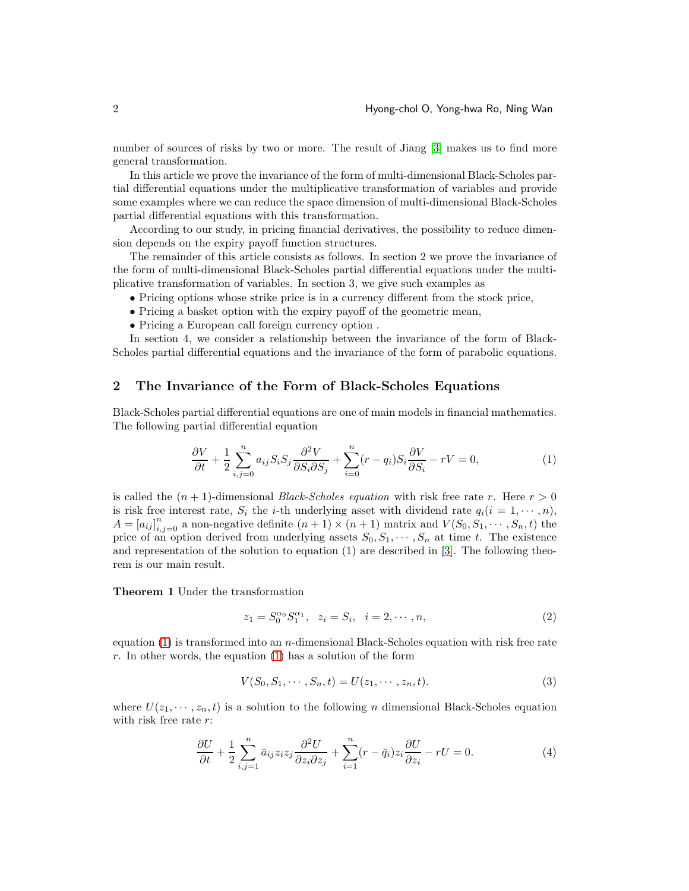number of sources of risks by two or more. The result of Jiang [3] makes us to find more general transformation.

In this article we prove the invariance of the form of multi-dimensional Black-Scholes partial differential equations under the multiplicative transformation of variables and provide some examples where we can reduce the space dimension of multi-dimensional Black-Scholes partial differential equations with this transformation.

According to our study, in pricing financial derivatives, the possibility to reduce dimension depends on the expiry payoff function structures.

The remainder of this article consists as follows. In section 2 we prove the invariance of the form of multi-dimensional Black-Scholes partial differential equations under the multiplicative transformation of variables. In section 3, we give such examples as

- Pricing options whose strike price is in a currency different from the stock price,
- Pricing a basket option with the expiry payoff of the geometric mean,
- Pricing a European call foreign currency option .

In section 4, we consider a relationship between the invariance of the form of Black-Scholes partial differential equations and the invariance of the form of parabolic equations.

## 2 The Invariance of the Form of Black-Scholes Equations

Black-Scholes partial differential equations are one of main models in financial mathematics. The following partial differential equation

$$\frac{\partial V}{\partial t} + \frac{1}{2}\sum_{i,j=0}^{n} a_{ij} S_i S_j \frac{\partial^2 V}{\partial S_i \partial S_j} + \sum_{i=0}^{n}(r - q_i) S_i \frac{\partial V}{\partial S_i} - rV = 0, \tag{1}$$

is called the $(n+1)$-dimensional *Black-Scholes equation* with risk free rate $r$. Here $r > 0$ is risk free interest rate, $S_i$ the $i$-th underlying asset with dividend rate $q_i (i = 1, \cdots, n)$, $A = [a_{ij}]_{i,j=0}^{n}$ a non-negative definite $(n+1) \times (n+1)$ matrix and $V(S_0, S_1, \cdots, S_n, t)$ the price of an option derived from underlying assets $S_0, S_1, \cdots, S_n$ at time $t$. The existence and representation of the solution to equation (1) are described in [3]. The following theorem is our main result.

**Theorem 1** Under the transformation

$$z_1 = S_0^{\alpha_0} S_1^{\alpha_1}, \quad z_i = S_i, \quad i = 2, \cdots, n, \tag{2}$$

equation (1) is transformed into an $n$-dimensional Black-Scholes equation with risk free rate $r$. In other words, the equation (1) has a solution of the form

$$V(S_0, S_1, \cdots, S_n, t) = U(z_1, \cdots, z_n, t). \tag{3}$$

where $U(z_1, \cdots, z_n, t)$ is a solution to the following $n$ dimensional Black-Scholes equation with risk free rate $r$:

$$\frac{\partial U}{\partial t} + \frac{1}{2}\sum_{i,j=1}^{n} \bar{a}_{ij} z_i z_j \frac{\partial^2 U}{\partial z_i \partial z_j} + \sum_{i=1}^{n}(r - \bar{q}_i) z_i \frac{\partial U}{\partial z_i} - rU = 0. \tag{4}$$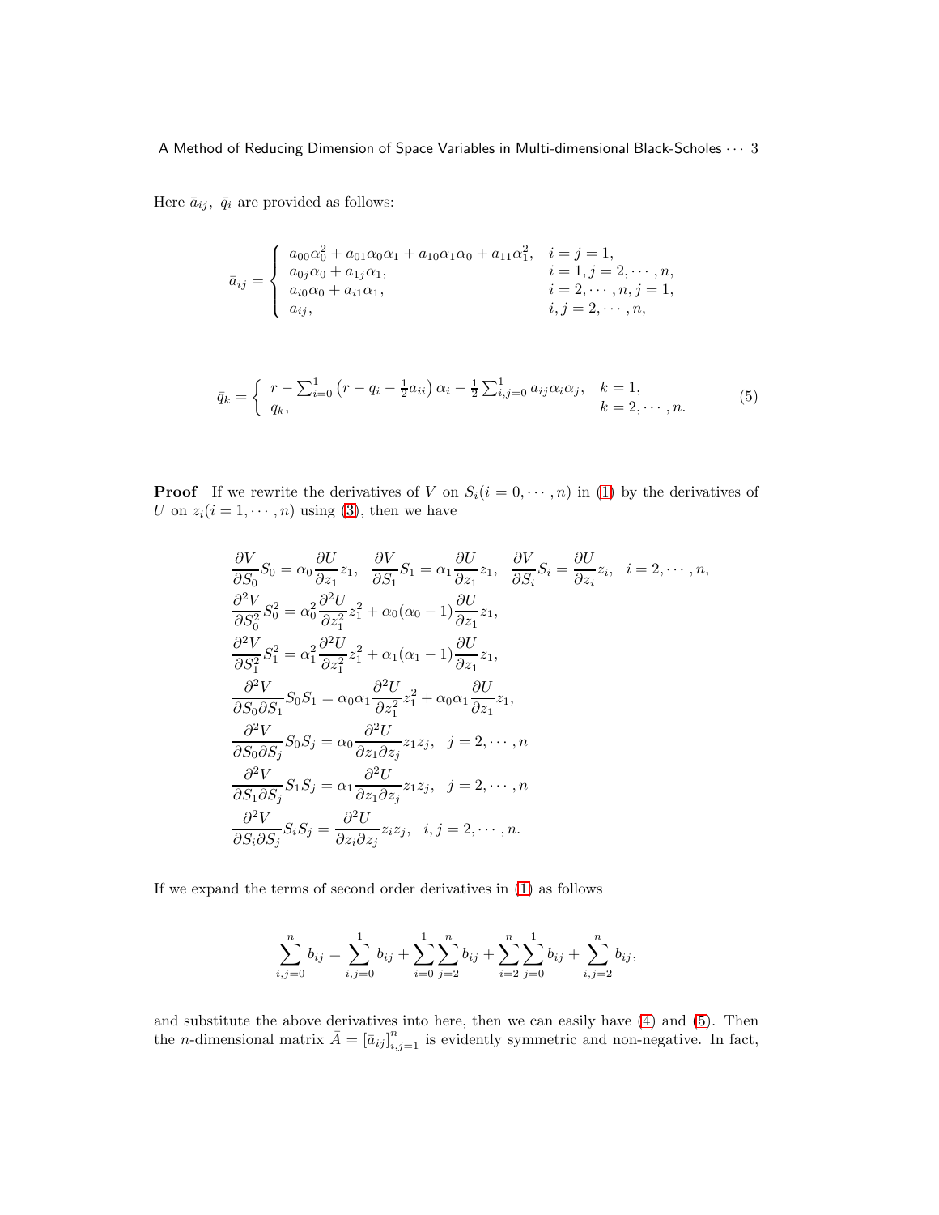Here $\bar{a}_{ij},\ \bar{q}_i$ are provided as follows:

$$
\bar{a}_{ij} = \begin{cases} a_{00}\alpha_0^2 + a_{01}\alpha_0\alpha_1 + a_{10}\alpha_1\alpha_0 + a_{11}\alpha_1^2, & i = j = 1, \\ a_{0j}\alpha_0 + a_{1j}\alpha_1, & i = 1, j = 2, \cdots, n, \\ a_{i0}\alpha_0 + a_{i1}\alpha_1, & i = 2, \cdots, n, j = 1, \\ a_{ij}, & i, j = 2, \cdots, n, \end{cases}
$$

$$
\bar{q}_k = \begin{cases} r - \sum_{i=0}^{1}\left(r - q_i - \frac{1}{2}a_{ii}\right)\alpha_i - \frac{1}{2}\sum_{i,j=0}^{1} a_{ij}\alpha_i\alpha_j, & k = 1, \\ q_k, & k = 2, \cdots, n. \end{cases} \tag{5}
$$

**Proof** If we rewrite the derivatives of $V$ on $S_i (i = 0, \cdots, n)$ in (1) by the derivatives of $U$ on $z_i (i = 1, \cdots, n)$ using (3), then we have

$$
\begin{aligned}
&\frac{\partial V}{\partial S_0}S_0 = \alpha_0\frac{\partial U}{\partial z_1}z_1, \quad \frac{\partial V}{\partial S_1}S_1 = \alpha_1\frac{\partial U}{\partial z_1}z_1, \quad \frac{\partial V}{\partial S_i}S_i = \frac{\partial U}{\partial z_i}z_i, \quad i = 2, \cdots, n, \\
&\frac{\partial^2 V}{\partial S_0^2}S_0^2 = \alpha_0^2\frac{\partial^2 U}{\partial z_1^2}z_1^2 + \alpha_0(\alpha_0 - 1)\frac{\partial U}{\partial z_1}z_1, \\
&\frac{\partial^2 V}{\partial S_1^2}S_1^2 = \alpha_1^2\frac{\partial^2 U}{\partial z_1^2}z_1^2 + \alpha_1(\alpha_1 - 1)\frac{\partial U}{\partial z_1}z_1, \\
&\frac{\partial^2 V}{\partial S_0 \partial S_1}S_0 S_1 = \alpha_0\alpha_1\frac{\partial^2 U}{\partial z_1^2}z_1^2 + \alpha_0\alpha_1\frac{\partial U}{\partial z_1}z_1, \\
&\frac{\partial^2 V}{\partial S_0 \partial S_j}S_0 S_j = \alpha_0\frac{\partial^2 U}{\partial z_1 \partial z_j}z_1 z_j, \quad j = 2, \cdots, n \\
&\frac{\partial^2 V}{\partial S_1 \partial S_j}S_1 S_j = \alpha_1\frac{\partial^2 U}{\partial z_1 \partial z_j}z_1 z_j, \quad j = 2, \cdots, n \\
&\frac{\partial^2 V}{\partial S_i \partial S_j}S_i S_j = \frac{\partial^2 U}{\partial z_i \partial z_j}z_i z_j, \quad i, j = 2, \cdots, n.
\end{aligned}
$$

If we expand the terms of second order derivatives in (1) as follows

$$
\sum_{i,j=0}^{n} b_{ij} = \sum_{i,j=0}^{1} b_{ij} + \sum_{i=0}^{1}\sum_{j=2}^{n} b_{ij} + \sum_{i=2}^{n}\sum_{j=0}^{1} b_{ij} + \sum_{i,j=2}^{n} b_{ij},
$$

and substitute the above derivatives into here, then we can easily have (4) and (5). Then the $n$-dimensional matrix $\bar{A} = [\bar{a}_{ij}]_{i,j=1}^{n}$ is evidently symmetric and non-negative. In fact,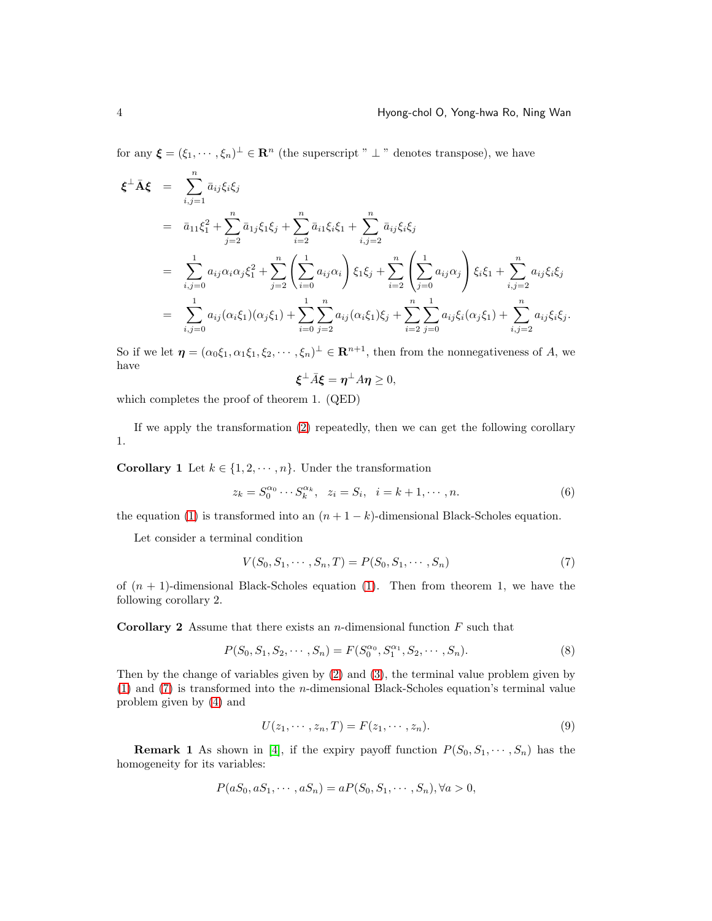for any $\boldsymbol{\xi} = (\xi_1, \cdots, \xi_n)^\perp \in \mathbf{R}^n$ (the superscript " $\perp$ " denotes transpose), we have

$$
\begin{aligned}
\boldsymbol{\xi}^\perp \bar{\mathbf{A}} \boldsymbol{\xi} &= \sum_{i,j=1}^{n} \bar{a}_{ij} \xi_i \xi_j \\
&= \bar{a}_{11} \xi_1^2 + \sum_{j=2}^{n} \bar{a}_{1j} \xi_1 \xi_j + \sum_{i=2}^{n} \bar{a}_{i1} \xi_i \xi_1 + \sum_{i,j=2}^{n} \bar{a}_{ij} \xi_i \xi_j \\
&= \sum_{i,j=0}^{1} a_{ij} \alpha_i \alpha_j \xi_1^2 + \sum_{j=2}^{n} \left( \sum_{i=0}^{1} a_{ij} \alpha_i \right) \xi_1 \xi_j + \sum_{i=2}^{n} \left( \sum_{j=0}^{1} a_{ij} \alpha_j \right) \xi_i \xi_1 + \sum_{i,j=2}^{n} a_{ij} \xi_i \xi_j \\
&= \sum_{i,j=0}^{1} a_{ij} (\alpha_i \xi_1)(\alpha_j \xi_1) + \sum_{i=0}^{1} \sum_{j=2}^{n} a_{ij} (\alpha_i \xi_1) \xi_j + \sum_{i=2}^{n} \sum_{j=0}^{1} a_{ij} \xi_i (\alpha_j \xi_1) + \sum_{i,j=2}^{n} a_{ij} \xi_i \xi_j.
\end{aligned}
$$

So if we let $\boldsymbol{\eta} = (\alpha_0 \xi_1, \alpha_1 \xi_1, \xi_2, \cdots, \xi_n)^\perp \in \mathbf{R}^{n+1}$, then from the nonnegativeness of $A$, we have

$$
\boldsymbol{\xi}^\perp \bar{A} \boldsymbol{\xi} = \boldsymbol{\eta}^\perp A \boldsymbol{\eta} \geq 0,
$$

which completes the proof of theorem 1. (QED)

If we apply the transformation (2) repeatedly, then we can get the following corollary 1.

**Corollary 1** Let $k \in \{1, 2, \cdots, n\}$. Under the transformation

$$
z_k = S_0^{\alpha_0} \cdots S_k^{\alpha_k}, \quad z_i = S_i, \quad i = k+1, \cdots, n. \tag{6}
$$

the equation (1) is transformed into an $(n+1-k)$-dimensional Black-Scholes equation.

Let consider a terminal condition

$$
V(S_0, S_1, \cdots, S_n, T) = P(S_0, S_1, \cdots, S_n) \tag{7}
$$

of $(n+1)$-dimensional Black-Scholes equation (1). Then from theorem 1, we have the following corollary 2.

**Corollary 2** Assume that there exists an $n$-dimensional function $F$ such that

$$
P(S_0, S_1, S_2, \cdots, S_n) = F(S_0^{\alpha_0} S_1^{\alpha_1}, S_2, \cdots, S_n). \tag{8}
$$

Then by the change of variables given by (2) and (3), the terminal value problem given by (1) and (7) is transformed into the $n$-dimensional Black-Scholes equation's terminal value problem given by (4) and

$$
U(z_1, \cdots, z_n, T) = F(z_1, \cdots, z_n). \tag{9}
$$

**Remark 1** As shown in [4], if the expiry payoff function $P(S_0, S_1, \cdots, S_n)$ has the homogeneity for its variables:

$$
P(aS_0, aS_1, \cdots, aS_n) = aP(S_0, S_1, \cdots, S_n), \forall a > 0,
$$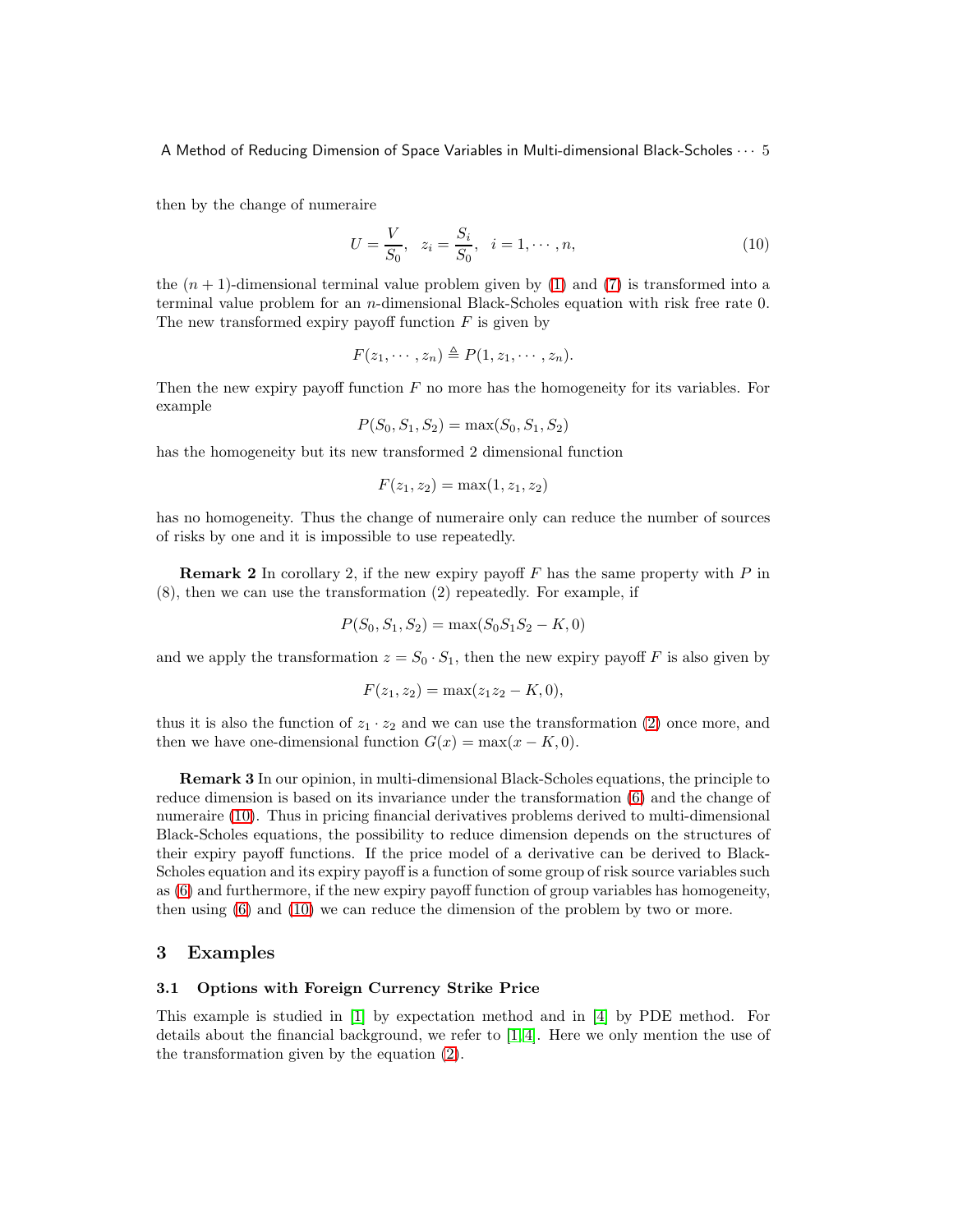then by the change of numeraire

$$U = \frac{V}{S_0}, \quad z_i = \frac{S_i}{S_0}, \quad i = 1, \cdots, n, \tag{10}$$

the $(n+1)$-dimensional terminal value problem given by (1) and (7) is transformed into a terminal value problem for an $n$-dimensional Black-Scholes equation with risk free rate 0. The new transformed expiry payoff function $F$ is given by

$$F(z_1, \cdots, z_n) \triangleq P(1, z_1, \cdots, z_n).$$

Then the new expiry payoff function $F$ no more has the homogeneity for its variables. For example

$$P(S_0, S_1, S_2) = \max(S_0, S_1, S_2)$$

has the homogeneity but its new transformed 2 dimensional function

$$F(z_1, z_2) = \max(1, z_1, z_2)$$

has no homogeneity. Thus the change of numeraire only can reduce the number of sources of risks by one and it is impossible to use repeatedly.

**Remark 2** In corollary 2, if the new expiry payoff $F$ has the same property with $P$ in (8), then we can use the transformation (2) repeatedly. For example, if

$$P(S_0, S_1, S_2) = \max(S_0 S_1 S_2 - K, 0)$$

and we apply the transformation $z = S_0 \cdot S_1$, then the new expiry payoff $F$ is also given by

$$F(z_1, z_2) = \max(z_1 z_2 - K, 0),$$

thus it is also the function of $z_1 \cdot z_2$ and we can use the transformation (2) once more, and then we have one-dimensional function $G(x) = \max(x - K, 0)$.

**Remark 3** In our opinion, in multi-dimensional Black-Scholes equations, the principle to reduce dimension is based on its invariance under the transformation (6) and the change of numeraire (10). Thus in pricing financial derivatives problems derived to multi-dimensional Black-Scholes equations, the possibility to reduce dimension depends on the structures of their expiry payoff functions. If the price model of a derivative can be derived to Black-Scholes equation and its expiry payoff is a function of some group of risk source variables such as (6) and furthermore, if the new expiry payoff function of group variables has homogeneity, then using (6) and (10) we can reduce the dimension of the problem by two or more.

## 3 Examples

### 3.1 Options with Foreign Currency Strike Price

This example is studied in [1] by expectation method and in [4] by PDE method. For details about the financial background, we refer to [1,4]. Here we only mention the use of the transformation given by the equation (2).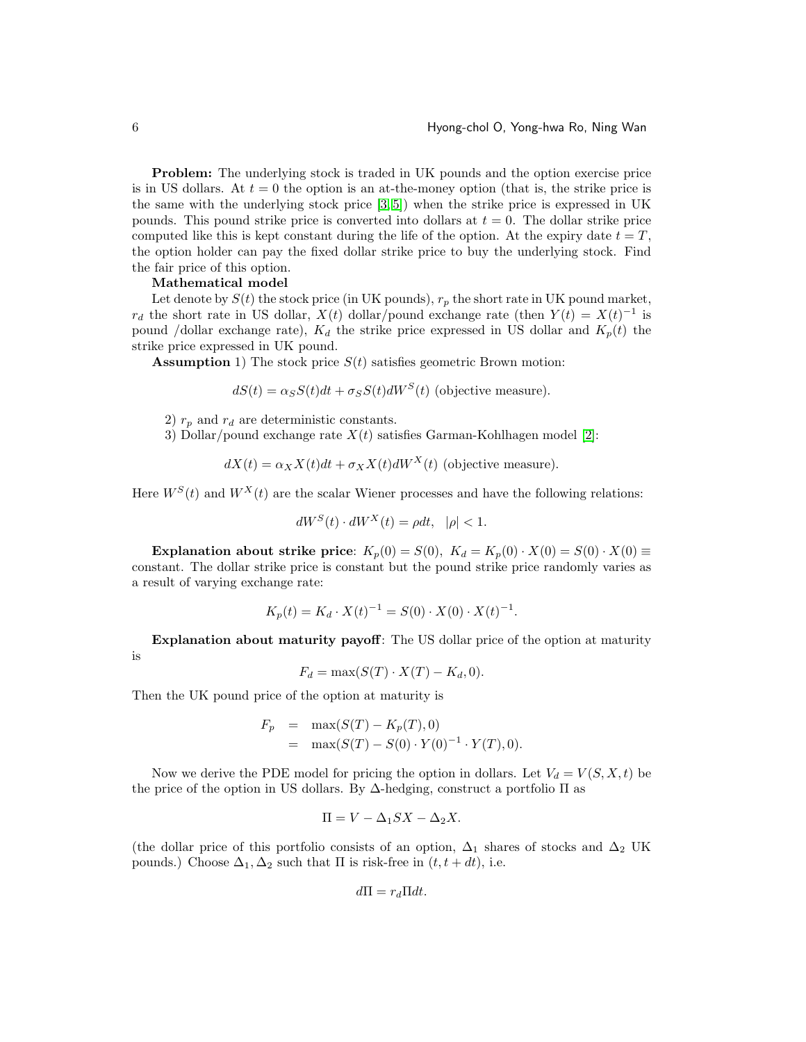**Problem:** The underlying stock is traded in UK pounds and the option exercise price is in US dollars. At $t = 0$ the option is an at-the-money option (that is, the strike price is the same with the underlying stock price [3,5]) when the strike price is expressed in UK pounds. This pound strike price is converted into dollars at $t = 0$. The dollar strike price computed like this is kept constant during the life of the option. At the expiry date $t = T$, the option holder can pay the fixed dollar strike price to buy the underlying stock. Find the fair price of this option.

**Mathematical model**

Let denote by $S(t)$ the stock price (in UK pounds), $r_p$ the short rate in UK pound market, $r_d$ the short rate in US dollar, $X(t)$ dollar/pound exchange rate (then $Y(t) = X(t)^{-1}$ is pound /dollar exchange rate), $K_d$ the strike price expressed in US dollar and $K_p(t)$ the strike price expressed in UK pound.

**Assumption** 1) The stock price $S(t)$ satisfies geometric Brown motion:

$$dS(t) = \alpha_S S(t)dt + \sigma_S S(t)dW^S(t) \text{ (objective measure).}$$

2) $r_p$ and $r_d$ are deterministic constants.

3) Dollar/pound exchange rate $X(t)$ satisfies Garman-Kohlhagen model [2]:

$$dX(t) = \alpha_X X(t)dt + \sigma_X X(t)dW^X(t) \text{ (objective measure).}$$

Here $W^S(t)$ and $W^X(t)$ are the scalar Wiener processes and have the following relations:

$$dW^S(t) \cdot dW^X(t) = \rho dt, \quad |\rho| < 1.$$

**Explanation about strike price**: $K_p(0) = S(0),\ K_d = K_p(0) \cdot X(0) = S(0) \cdot X(0) \equiv$ constant. The dollar strike price is constant but the pound strike price randomly varies as a result of varying exchange rate:

$$K_p(t) = K_d \cdot X(t)^{-1} = S(0) \cdot X(0) \cdot X(t)^{-1}.$$

**Explanation about maturity payoff**: The US dollar price of the option at maturity is

$$F_d = \max(S(T) \cdot X(T) - K_d, 0).$$

Then the UK pound price of the option at maturity is

$$\begin{aligned} F_p &= \max(S(T) - K_p(T), 0) \\ &= \max(S(T) - S(0) \cdot Y(0)^{-1} \cdot Y(T), 0). \end{aligned}$$

Now we derive the PDE model for pricing the option in dollars. Let $V_d = V(S, X, t)$ be the price of the option in US dollars. By $\Delta$-hedging, construct a portfolio $\Pi$ as

$$\Pi = V - \Delta_1 SX - \Delta_2 X.$$

(the dollar price of this portfolio consists of an option, $\Delta_1$ shares of stocks and $\Delta_2$ UK pounds.) Choose $\Delta_1, \Delta_2$ such that $\Pi$ is risk-free in $(t, t + dt)$, i.e.

$$d\Pi = r_d \Pi dt.$$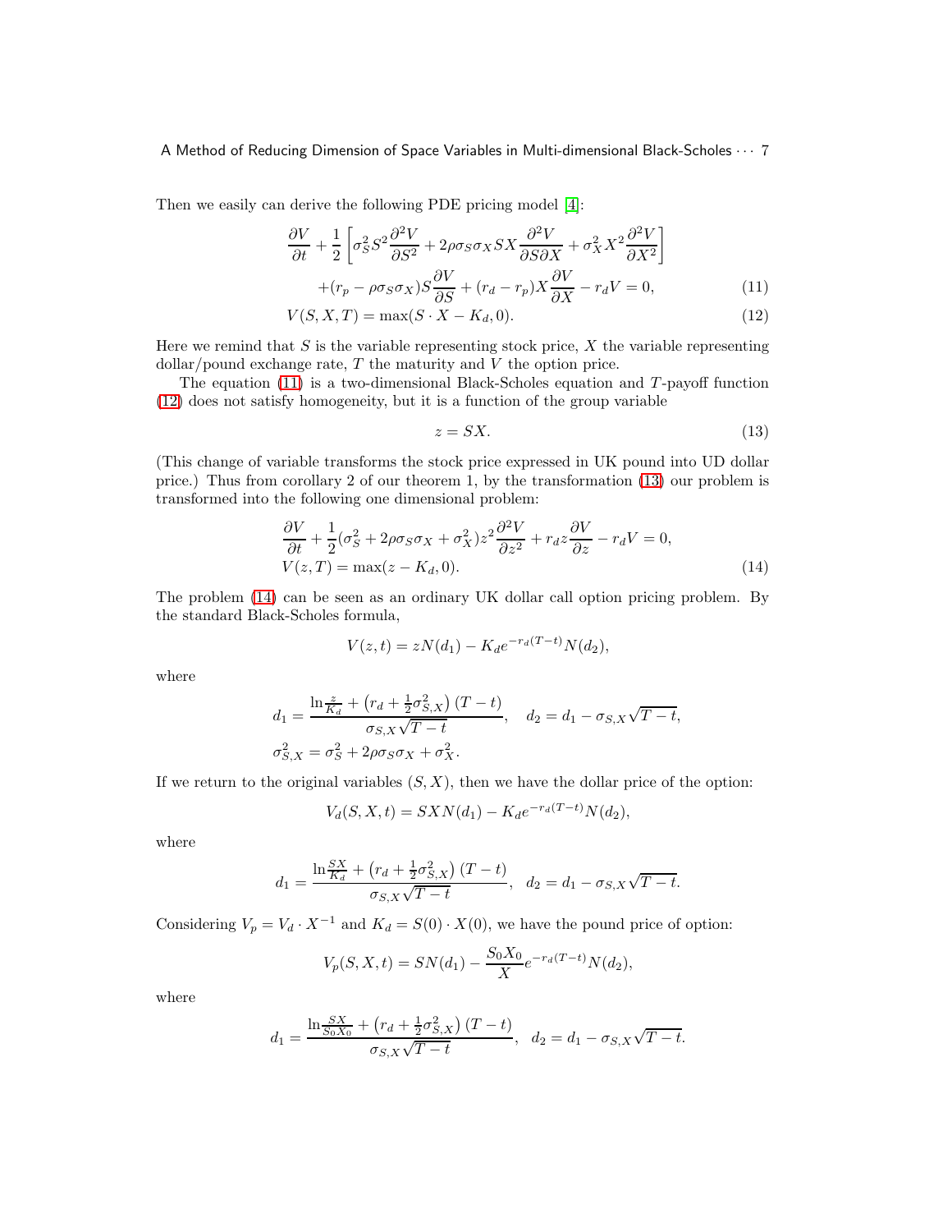Then we easily can derive the following PDE pricing model [4]:

$$
\begin{aligned}
&\frac{\partial V}{\partial t}+\frac{1}{2}\left[\sigma_S^2 S^2\frac{\partial^2 V}{\partial S^2}+2\rho\sigma_S\sigma_X SX\frac{\partial^2 V}{\partial S\partial X}+\sigma_X^2 X^2\frac{\partial^2 V}{\partial X^2}\right]\\
&\qquad +(r_p-\rho\sigma_S\sigma_X)S\frac{\partial V}{\partial S}+(r_d-r_p)X\frac{\partial V}{\partial X}-r_dV=0, \qquad (11)\\
&V(S,X,T)=\max(S\cdot X-K_d,0). \qquad (12)
\end{aligned}
$$

Here we remind that $S$ is the variable representing stock price, $X$ the variable representing dollar/pound exchange rate, $T$ the maturity and $V$ the option price.

The equation (11) is a two-dimensional Black-Scholes equation and $T$-payoff function (12) does not satisfy homogeneity, but it is a function of the group variable

$$
z=SX. \qquad (13)
$$

(This change of variable transforms the stock price expressed in UK pound into UD dollar price.) Thus from corollary 2 of our theorem 1, by the transformation (13) our problem is transformed into the following one dimensional problem:

$$
\begin{aligned}
&\frac{\partial V}{\partial t}+\frac{1}{2}(\sigma_S^2+2\rho\sigma_S\sigma_X+\sigma_X^2)z^2\frac{\partial^2 V}{\partial z^2}+r_dz\frac{\partial V}{\partial z}-r_dV=0,\\
&V(z,T)=\max(z-K_d,0). \qquad (14)
\end{aligned}
$$

The problem (14) can be seen as an ordinary UK dollar call option pricing problem. By the standard Black-Scholes formula,

$$
V(z,t)=zN(d_1)-K_de^{-r_d(T-t)}N(d_2),
$$

where

$$
\begin{aligned}
&d_1=\frac{\ln\frac{z}{K_d}+\left(r_d+\frac{1}{2}\sigma_{S,X}^2\right)(T-t)}{\sigma_{S,X}\sqrt{T-t}},\quad d_2=d_1-\sigma_{S,X}\sqrt{T-t},\\
&\sigma_{S,X}^2=\sigma_S^2+2\rho\sigma_S\sigma_X+\sigma_X^2.
\end{aligned}
$$

If we return to the original variables $(S,X)$, then we have the dollar price of the option:

$$
V_d(S,X,t)=SXN(d_1)-K_de^{-r_d(T-t)}N(d_2),
$$

where

$$
d_1=\frac{\ln\frac{SX}{K_d}+\left(r_d+\frac{1}{2}\sigma_{S,X}^2\right)(T-t)}{\sigma_{S,X}\sqrt{T-t}},\quad d_2=d_1-\sigma_{S,X}\sqrt{T-t}.
$$

Considering $V_p=V_d\cdot X^{-1}$ and $K_d=S(0)\cdot X(0)$, we have the pound price of option:

$$
V_p(S,X,t)=SN(d_1)-\frac{S_0X_0}{X}e^{-r_d(T-t)}N(d_2),
$$

where

$$
d_1=\frac{\ln\frac{SX}{S_0X_0}+\left(r_d+\frac{1}{2}\sigma_{S,X}^2\right)(T-t)}{\sigma_{S,X}\sqrt{T-t}},\quad d_2=d_1-\sigma_{S,X}\sqrt{T-t}.
$$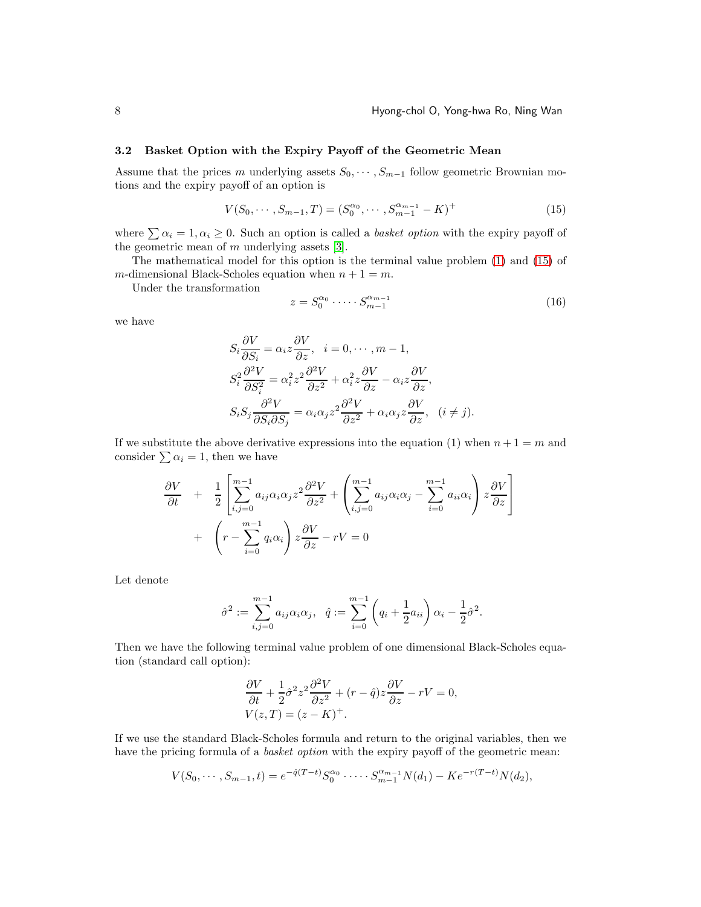### 3.2 Basket Option with the Expiry Payoff of the Geometric Mean

Assume that the prices $m$ underlying assets $S_0, \cdots, S_{m-1}$ follow geometric Brownian motions and the expiry payoff of an option is

$$
V(S_0, \cdots, S_{m-1}, T) = (S_0^{\alpha_0}, \cdots, S_{m-1}^{\alpha_{m-1}} - K)^+ \tag{15}
$$

where $\sum \alpha_i = 1, \alpha_i \geq 0$. Such an option is called a *basket option* with the expiry payoff of the geometric mean of $m$ underlying assets [3].

The mathematical model for this option is the terminal value problem (1) and (15) of $m$-dimensional Black-Scholes equation when $n + 1 = m$.

Under the transformation

$$
z = S_0^{\alpha_0} \cdot \cdots \cdot S_{m-1}^{\alpha_{m-1}} \tag{16}
$$

we have

$$
\begin{aligned}
& S_i \frac{\partial V}{\partial S_i} = \alpha_i z \frac{\partial V}{\partial z}, \quad i = 0, \cdots, m-1, \\
& S_i^2 \frac{\partial^2 V}{\partial S_i^2} = \alpha_i^2 z^2 \frac{\partial^2 V}{\partial z^2} + \alpha_i^2 z \frac{\partial V}{\partial z} - \alpha_i z \frac{\partial V}{\partial z}, \\
& S_i S_j \frac{\partial^2 V}{\partial S_i \partial S_j} = \alpha_i \alpha_j z^2 \frac{\partial^2 V}{\partial z^2} + \alpha_i \alpha_j z \frac{\partial V}{\partial z}, \quad (i \neq j).
\end{aligned}
$$

If we substitute the above derivative expressions into the equation (1) when $n + 1 = m$ and consider $\sum \alpha_i = 1$, then we have

$$
\begin{aligned}
\frac{\partial V}{\partial t} \quad + \quad & \frac{1}{2} \left[ \sum_{i,j=0}^{m-1} a_{ij} \alpha_i \alpha_j z^2 \frac{\partial^2 V}{\partial z^2} + \left( \sum_{i,j=0}^{m-1} a_{ij} \alpha_i \alpha_j - \sum_{i=0}^{m-1} a_{ii} \alpha_i \right) z \frac{\partial V}{\partial z} \right] \\
+ \quad & \left( r - \sum_{i=0}^{m-1} q_i \alpha_i \right) z \frac{\partial V}{\partial z} - rV = 0
\end{aligned}
$$

Let denote

$$
\hat{\sigma}^2 := \sum_{i,j=0}^{m-1} a_{ij} \alpha_i \alpha_j, \quad \hat{q} := \sum_{i=0}^{m-1} \left( q_i + \frac{1}{2} a_{ii} \right) \alpha_i - \frac{1}{2} \hat{\sigma}^2.
$$

Then we have the following terminal value problem of one dimensional Black-Scholes equation (standard call option):

$$
\begin{aligned}
& \frac{\partial V}{\partial t} + \frac{1}{2} \hat{\sigma}^2 z^2 \frac{\partial^2 V}{\partial z^2} + (r - \hat{q}) z \frac{\partial V}{\partial z} - rV = 0, \\
& V(z, T) = (z - K)^+.
\end{aligned}
$$

If we use the standard Black-Scholes formula and return to the original variables, then we have the pricing formula of a *basket option* with the expiry payoff of the geometric mean:

$$
V(S_0, \cdots, S_{m-1}, t) = e^{-\hat{q}(T-t)} S_0^{\alpha_0} \cdot \cdots \cdot S_{m-1}^{\alpha_{m-1}} N(d_1) - K e^{-r(T-t)} N(d_2),
$$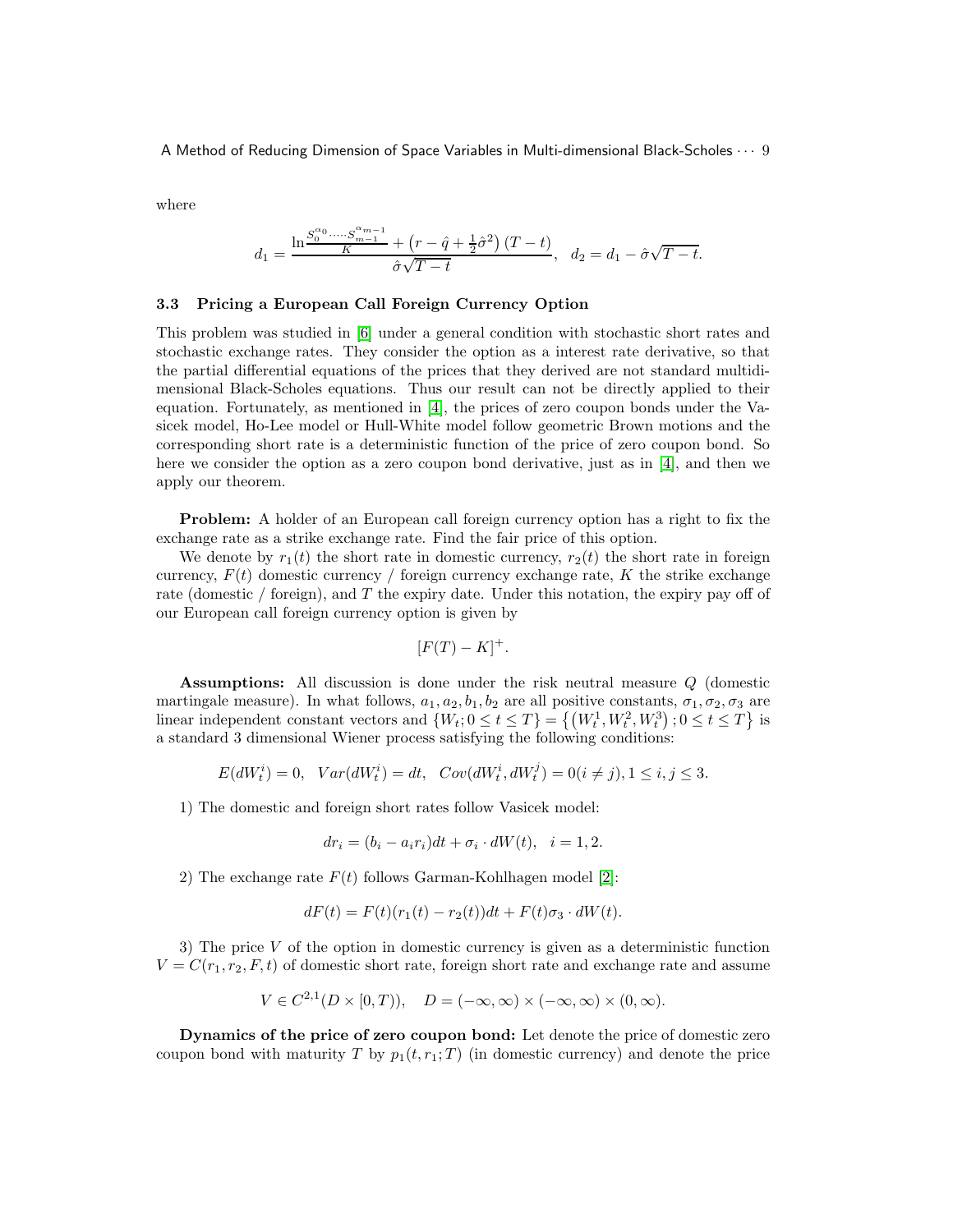where

$$d_1 = \frac{\ln \frac{S_0^{\alpha_0} \cdot \dots \cdot S_{m-1}^{\alpha_{m-1}}}{K} + \left(r - \hat{q} + \frac{1}{2}\hat{\sigma}^2\right)(T-t)}{\hat{\sigma}\sqrt{T-t}}, \quad d_2 = d_1 - \hat{\sigma}\sqrt{T-t}.$$

### 3.3 Pricing a European Call Foreign Currency Option

This problem was studied in [6] under a general condition with stochastic short rates and stochastic exchange rates. They consider the option as a interest rate derivative, so that the partial differential equations of the prices that they derived are not standard multidimensional Black-Scholes equations. Thus our result can not be directly applied to their equation. Fortunately, as mentioned in [4], the prices of zero coupon bonds under the Vasicek model, Ho-Lee model or Hull-White model follow geometric Brown motions and the corresponding short rate is a deterministic function of the price of zero coupon bond. So here we consider the option as a zero coupon bond derivative, just as in [4], and then we apply our theorem.

**Problem:** A holder of an European call foreign currency option has a right to fix the exchange rate as a strike exchange rate. Find the fair price of this option.

We denote by $r_1(t)$ the short rate in domestic currency, $r_2(t)$ the short rate in foreign currency, $F(t)$ domestic currency / foreign currency exchange rate, $K$ the strike exchange rate (domestic / foreign), and $T$ the expiry date. Under this notation, the expiry pay off of our European call foreign currency option is given by

$$[F(T) - K]^+.$$

**Assumptions:** All discussion is done under the risk neutral measure $Q$ (domestic martingale measure). In what follows, $a_1, a_2, b_1, b_2$ are all positive constants, $\sigma_1, \sigma_2, \sigma_3$ are linear independent constant vectors and $\{W_t; 0 \le t \le T\} = \{(W_t^1, W_t^2, W_t^3); 0 \le t \le T\}$ is a standard 3 dimensional Wiener process satisfying the following conditions:

$$E(dW_t^i) = 0, \quad Var(dW_t^i) = dt, \quad Cov(dW_t^i, dW_t^j) = 0 (i \ne j), 1 \le i, j \le 3.$$

1) The domestic and foreign short rates follow Vasicek model:

$$dr_i = (b_i - a_i r_i)dt + \sigma_i \cdot dW(t), \quad i = 1, 2.$$

2) The exchange rate $F(t)$ follows Garman-Kohlhagen model [2]:

$$dF(t) = F(t)(r_1(t) - r_2(t))dt + F(t)\sigma_3 \cdot dW(t).$$

3) The price $V$ of the option in domestic currency is given as a deterministic function $V = C(r_1, r_2, F, t)$ of domestic short rate, foreign short rate and exchange rate and assume

$$V \in C^{2,1}(D \times [0, T)), \quad D = (-\infty, \infty) \times (-\infty, \infty) \times (0, \infty).$$

**Dynamics of the price of zero coupon bond:** Let denote the price of domestic zero coupon bond with maturity $T$ by $p_1(t, r_1; T)$ (in domestic currency) and denote the price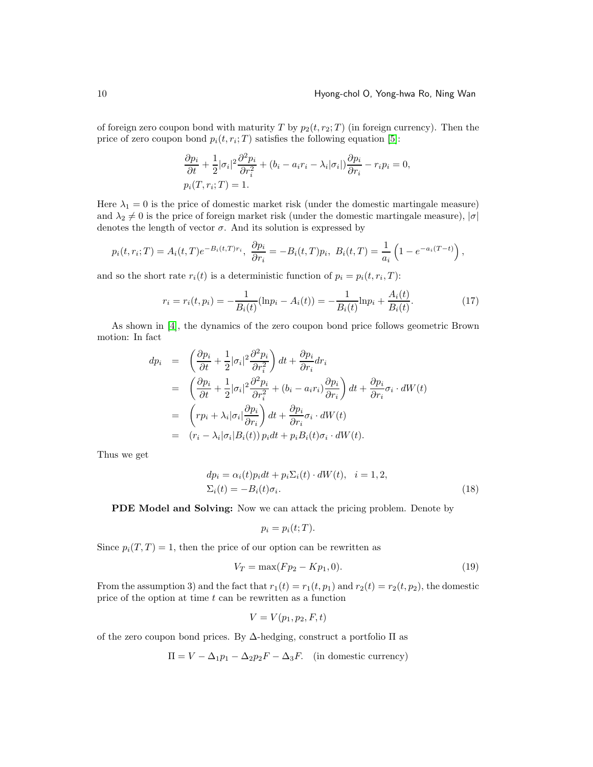of foreign zero coupon bond with maturity $T$ by $p_2(t, r_2; T)$ (in foreign currency). Then the price of zero coupon bond $p_i(t, r_i; T)$ satisfies the following equation [5]:

$$
\begin{aligned}
&\frac{\partial p_i}{\partial t} + \frac{1}{2}|\sigma_i|^2 \frac{\partial^2 p_i}{\partial r_i^2} + (b_i - a_i r_i - \lambda_i |\sigma_i|)\frac{\partial p_i}{\partial r_i} - r_i p_i = 0, \\
&p_i(T, r_i; T) = 1.
\end{aligned}
$$

Here $\lambda_1 = 0$ is the price of domestic market risk (under the domestic martingale measure) and $\lambda_2 \neq 0$ is the price of foreign market risk (under the domestic martingale measure), $|\sigma|$ denotes the length of vector $\sigma$. And its solution is expressed by

$$
p_i(t, r_i; T) = A_i(t, T)e^{-B_i(t,T)r_i}, \ \frac{\partial p_i}{\partial r_i} = -B_i(t, T)p_i, \ B_i(t, T) = \frac{1}{a_i}\left(1 - e^{-a_i(T-t)}\right),
$$

and so the short rate $r_i(t)$ is a deterministic function of $p_i = p_i(t, r_i, T)$:

$$
r_i = r_i(t, p_i) = -\frac{1}{B_i(t)}(\ln p_i - A_i(t)) = -\frac{1}{B_i(t)}\ln p_i + \frac{A_i(t)}{B_i(t)}. \tag{17}
$$

As shown in [4], the dynamics of the zero coupon bond price follows geometric Brown motion: In fact

$$
\begin{aligned}
dp_i &= \left(\frac{\partial p_i}{\partial t} + \frac{1}{2}|\sigma_i|^2 \frac{\partial^2 p_i}{\partial r_i^2}\right) dt + \frac{\partial p_i}{\partial r_i} dr_i \\
&= \left(\frac{\partial p_i}{\partial t} + \frac{1}{2}|\sigma_i|^2 \frac{\partial^2 p_i}{\partial r_i^2} + (b_i - a_i r_i)\frac{\partial p_i}{\partial r_i}\right) dt + \frac{\partial p_i}{\partial r_i}\sigma_i \cdot dW(t) \\
&= \left(r p_i + \lambda_i |\sigma_i| \frac{\partial p_i}{\partial r_i}\right) dt + \frac{\partial p_i}{\partial r_i}\sigma_i \cdot dW(t) \\
&= (r_i - \lambda_i |\sigma_i| B_i(t))\, p_i dt + p_i B_i(t)\sigma_i \cdot dW(t).
\end{aligned}
$$

Thus we get

$$
\begin{aligned}
&dp_i = \alpha_i(t) p_i dt + p_i \Sigma_i(t) \cdot dW(t), \quad i = 1, 2, \\
&\Sigma_i(t) = -B_i(t)\sigma_i.
\end{aligned} \tag{18}
$$

**PDE Model and Solving:** Now we can attack the pricing problem. Denote by

$$
p_i = p_i(t; T).
$$

Since $p_i(T, T) = 1$, then the price of our option can be rewritten as

$$
V_T = \max(F p_2 - K p_1, 0). \tag{19}
$$

From the assumption 3) and the fact that $r_1(t) = r_1(t, p_1)$ and $r_2(t) = r_2(t, p_2)$, the domestic price of the option at time $t$ can be rewritten as a function

$$
V = V(p_1, p_2, F, t)
$$

of the zero coupon bond prices. By $\Delta$-hedging, construct a portfolio $\Pi$ as

$$
\Pi = V - \Delta_1 p_1 - \Delta_2 p_2 F - \Delta_3 F. \quad \text{(in domestic currency)}
$$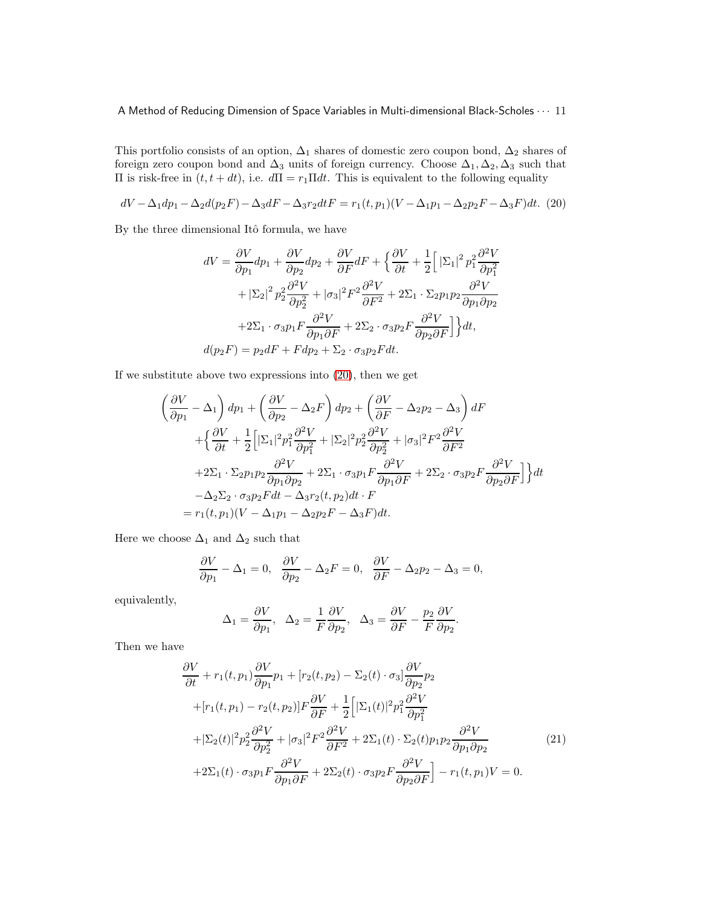This portfolio consists of an option, $\Delta_1$ shares of domestic zero coupon bond, $\Delta_2$ shares of foreign zero coupon bond and $\Delta_3$ units of foreign currency. Choose $\Delta_1, \Delta_2, \Delta_3$ such that $\Pi$ is risk-free in $(t, t+dt)$, i.e. $d\Pi = r_1 \Pi dt$. This is equivalent to the following equality

$$dV - \Delta_1 dp_1 - \Delta_2 d(p_2 F) - \Delta_3 dF - \Delta_3 r_2 dt F = r_1(t, p_1)(V - \Delta_1 p_1 - \Delta_2 p_2 F - \Delta_3 F)dt. \quad (20)$$

By the three dimensional Itô formula, we have

$$\begin{aligned}
dV &= \frac{\partial V}{\partial p_1} dp_1 + \frac{\partial V}{\partial p_2} dp_2 + \frac{\partial V}{\partial F} dF + \Big\{ \frac{\partial V}{\partial t} + \frac{1}{2}\Big[ |\Sigma_1|^2 p_1^2 \frac{\partial^2 V}{\partial p_1^2} \\
&\quad + |\Sigma_2|^2 p_2^2 \frac{\partial^2 V}{\partial p_2^2} + |\sigma_3|^2 F^2 \frac{\partial^2 V}{\partial F^2} + 2\Sigma_1 \cdot \Sigma_2 p_1 p_2 \frac{\partial^2 V}{\partial p_1 \partial p_2} \\
&\quad + 2\Sigma_1 \cdot \sigma_3 p_1 F \frac{\partial^2 V}{\partial p_1 \partial F} + 2\Sigma_2 \cdot \sigma_3 p_2 F \frac{\partial^2 V}{\partial p_2 \partial F}\Big] \Big\} dt, \\
d(p_2 F) &= p_2 dF + F dp_2 + \Sigma_2 \cdot \sigma_3 p_2 F dt.
\end{aligned}$$

If we substitute above two expressions into (20), then we get

$$\begin{aligned}
&\left(\frac{\partial V}{\partial p_1} - \Delta_1\right) dp_1 + \left(\frac{\partial V}{\partial p_2} - \Delta_2 F\right) dp_2 + \left(\frac{\partial V}{\partial F} - \Delta_2 p_2 - \Delta_3\right) dF \\
&\quad + \Big\{ \frac{\partial V}{\partial t} + \frac{1}{2}\Big[ |\Sigma_1|^2 p_1^2 \frac{\partial^2 V}{\partial p_1^2} + |\Sigma_2|^2 p_2^2 \frac{\partial^2 V}{\partial p_2^2} + |\sigma_3|^2 F^2 \frac{\partial^2 V}{\partial F^2} \\
&\quad + 2\Sigma_1 \cdot \Sigma_2 p_1 p_2 \frac{\partial^2 V}{\partial p_1 \partial p_2} + 2\Sigma_1 \cdot \sigma_3 p_1 F \frac{\partial^2 V}{\partial p_1 \partial F} + 2\Sigma_2 \cdot \sigma_3 p_2 F \frac{\partial^2 V}{\partial p_2 \partial F}\Big] \Big\} dt \\
&\quad - \Delta_2 \Sigma_2 \cdot \sigma_3 p_2 F dt - \Delta_3 r_2(t, p_2) dt \cdot F \\
&= r_1(t, p_1)(V - \Delta_1 p_1 - \Delta_2 p_2 F - \Delta_3 F) dt.
\end{aligned}$$

Here we choose $\Delta_1$ and $\Delta_2$ such that

$$\frac{\partial V}{\partial p_1} - \Delta_1 = 0, \quad \frac{\partial V}{\partial p_2} - \Delta_2 F = 0, \quad \frac{\partial V}{\partial F} - \Delta_2 p_2 - \Delta_3 = 0,$$

equivalently,

$$\Delta_1 = \frac{\partial V}{\partial p_1}, \quad \Delta_2 = \frac{1}{F}\frac{\partial V}{\partial p_2}, \quad \Delta_3 = \frac{\partial V}{\partial F} - \frac{p_2}{F}\frac{\partial V}{\partial p_2}.$$

Then we have

$$\begin{aligned}
&\frac{\partial V}{\partial t} + r_1(t, p_1)\frac{\partial V}{\partial p_1} p_1 + [r_2(t, p_2) - \Sigma_2(t) \cdot \sigma_3] \frac{\partial V}{\partial p_2} p_2 \\
&\quad + [r_1(t, p_1) - r_2(t, p_2)] F \frac{\partial V}{\partial F} + \frac{1}{2}\Big[ |\Sigma_1(t)|^2 p_1^2 \frac{\partial^2 V}{\partial p_1^2} \\
&\quad + |\Sigma_2(t)|^2 p_2^2 \frac{\partial^2 V}{\partial p_2^2} + |\sigma_3|^2 F^2 \frac{\partial^2 V}{\partial F^2} + 2\Sigma_1(t) \cdot \Sigma_2(t) p_1 p_2 \frac{\partial^2 V}{\partial p_1 \partial p_2} \\
&\quad + 2\Sigma_1(t) \cdot \sigma_3 p_1 F \frac{\partial^2 V}{\partial p_1 \partial F} + 2\Sigma_2(t) \cdot \sigma_3 p_2 F \frac{\partial^2 V}{\partial p_2 \partial F}\Big] - r_1(t, p_1) V = 0.
\end{aligned} \quad (21)$$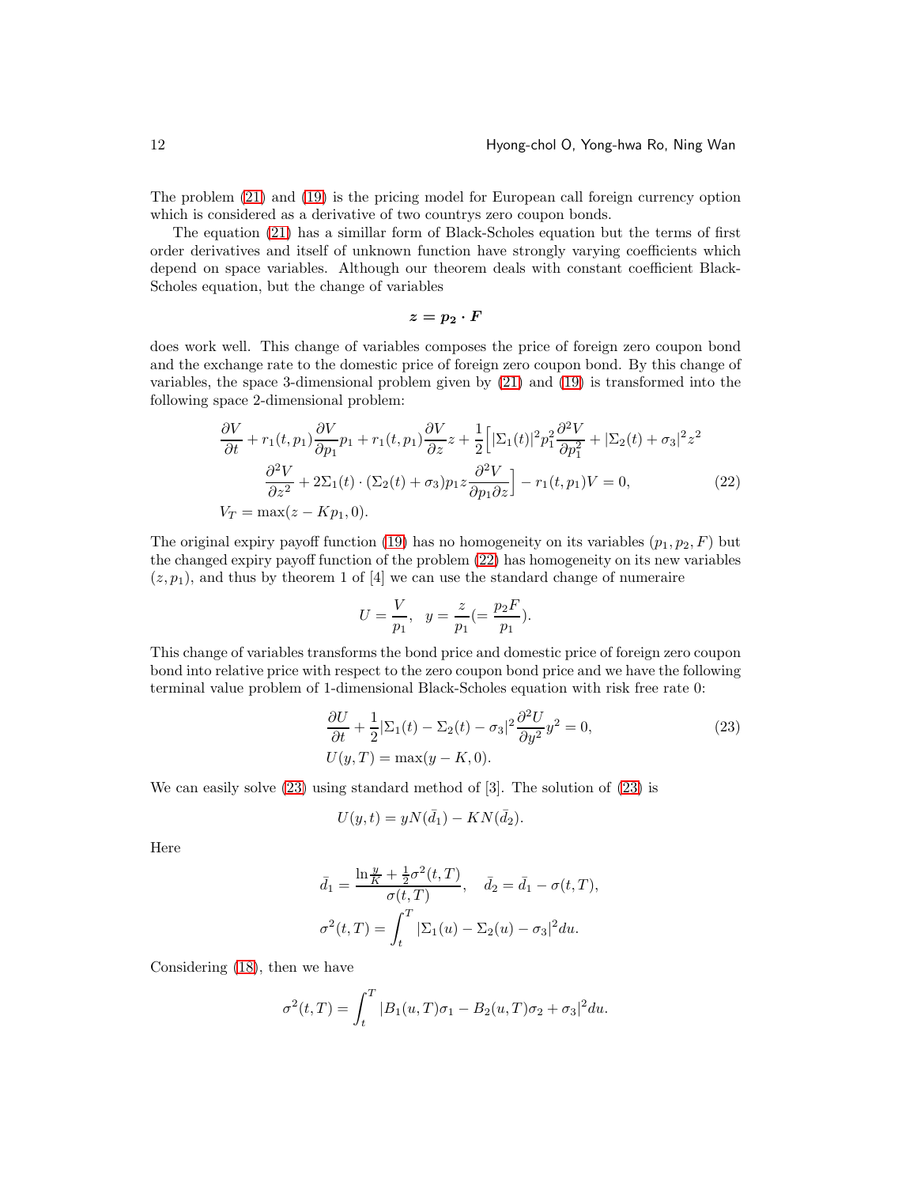The problem (21) and (19) is the pricing model for European call foreign currency option which is considered as a derivative of two countrys zero coupon bonds.

The equation (21) has a simillar form of Black-Scholes equation but the terms of first order derivatives and itself of unknown function have strongly varying coefficients which depend on space variables. Although our theorem deals with constant coefficient Black-Scholes equation, but the change of variables

$$\boldsymbol{z = p_2 \cdot F}$$

does work well. This change of variables composes the price of foreign zero coupon bond and the exchange rate to the domestic price of foreign zero coupon bond. By this change of variables, the space 3-dimensional problem given by (21) and (19) is transformed into the following space 2-dimensional problem:

$$\begin{aligned}
&\frac{\partial V}{\partial t} + r_1(t,p_1)\frac{\partial V}{\partial p_1}p_1 + r_1(t,p_1)\frac{\partial V}{\partial z}z + \frac{1}{2}\Big[|\Sigma_1(t)|^2 p_1^2 \frac{\partial^2 V}{\partial p_1^2} + |\Sigma_2(t)+\sigma_3|^2 z^2 \\
&\qquad \frac{\partial^2 V}{\partial z^2} + 2\Sigma_1(t)\cdot(\Sigma_2(t)+\sigma_3)p_1 z\frac{\partial^2 V}{\partial p_1 \partial z}\Big] - r_1(t,p_1)V = 0, \qquad (22)\\
&V_T = \max(z - Kp_1, 0).
\end{aligned}$$

The original expiry payoff function (19) has no homogeneity on its variables $(p_1, p_2, F)$ but the changed expiry payoff function of the problem (22) has homogeneity on its new variables $(z, p_1)$, and thus by theorem 1 of [4] we can use the standard change of numeraire

$$U = \frac{V}{p_1}, \quad y = \frac{z}{p_1}\left(= \frac{p_2 F}{p_1}\right).$$

This change of variables transforms the bond price and domestic price of foreign zero coupon bond into relative price with respect to the zero coupon bond price and we have the following terminal value problem of 1-dimensional Black-Scholes equation with risk free rate 0:

$$\begin{aligned}
&\frac{\partial U}{\partial t} + \frac{1}{2}|\Sigma_1(t) - \Sigma_2(t) - \sigma_3|^2 \frac{\partial^2 U}{\partial y^2}y^2 = 0, \qquad (23)\\
&U(y,T) = \max(y - K, 0).
\end{aligned}$$

We can easily solve (23) using standard method of [3]. The solution of (23) is

$$U(y,t) = yN(\bar{d}_1) - KN(\bar{d}_2).$$

Here

$$\bar{d}_1 = \frac{\ln\frac{y}{K} + \frac{1}{2}\sigma^2(t,T)}{\sigma(t,T)}, \quad \bar{d}_2 = \bar{d}_1 - \sigma(t,T),$$

$$\sigma^2(t,T) = \int_t^T |\Sigma_1(u) - \Sigma_2(u) - \sigma_3|^2 du.$$

Considering (18), then we have

$$\sigma^2(t,T) = \int_t^T |B_1(u,T)\sigma_1 - B_2(u,T)\sigma_2 + \sigma_3|^2 du.$$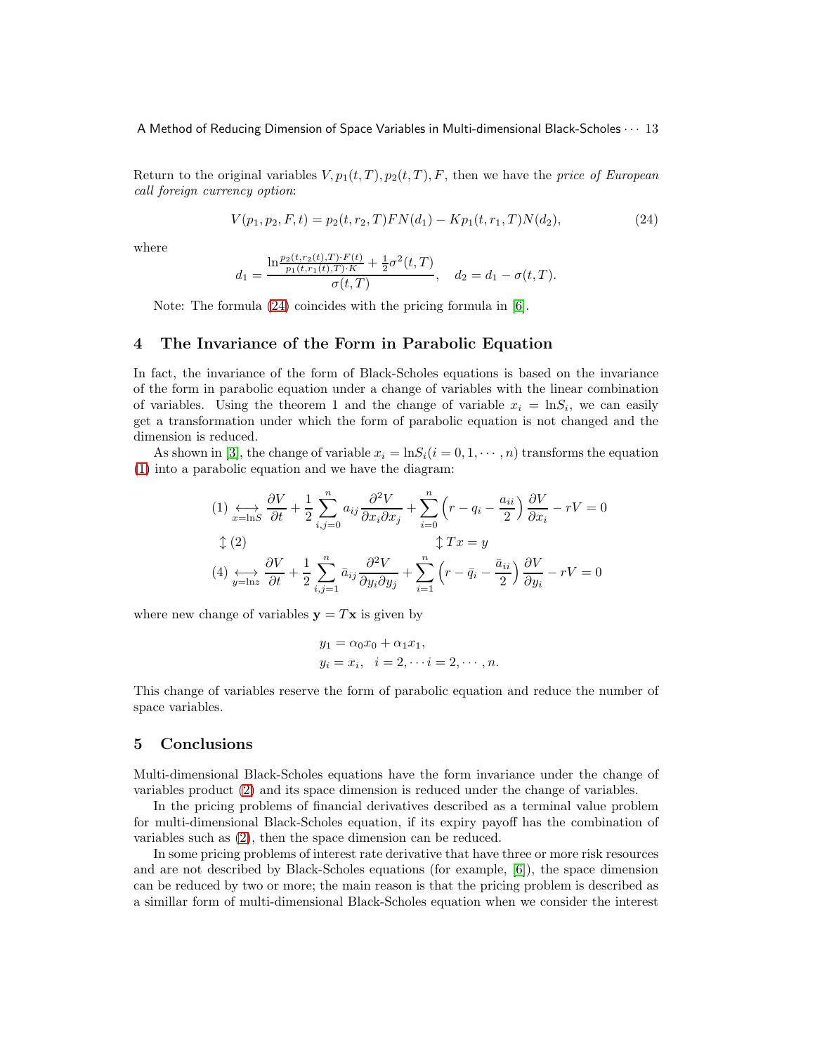Return to the original variables $V, p_1(t,T), p_2(t,T), F$, then we have the *price of European call foreign currency option*:

$$V(p_1, p_2, F, t) = p_2(t, r_2, T)FN(d_1) - Kp_1(t, r_1, T)N(d_2), \tag{24}$$

where

$$d_1 = \frac{\ln\frac{p_2(t,r_2(t),T)\cdot F(t)}{p_1(t,r_1(t),T)\cdot K} + \frac{1}{2}\sigma^2(t,T)}{\sigma(t,T)}, \quad d_2 = d_1 - \sigma(t,T).$$

Note: The formula (24) coincides with the pricing formula in [6].

## 4 The Invariance of the Form in Parabolic Equation

In fact, the invariance of the form of Black-Scholes equations is based on the invariance of the form in parabolic equation under a change of variables with the linear combination of variables. Using the theorem 1 and the change of variable $x_i = \ln S_i$, we can easily get a transformation under which the form of parabolic equation is not changed and the dimension is reduced.

As shown in [3], the change of variable $x_i = \ln S_i (i = 0, 1, \cdots, n)$ transforms the equation (1) into a parabolic equation and we have the diagram:

$$\begin{array}{ll}
(1) \underset{x=\ln S}{\longleftrightarrow} \dfrac{\partial V}{\partial t} + \dfrac{1}{2}\displaystyle\sum_{i,j=0}^{n} a_{ij}\dfrac{\partial^2 V}{\partial x_i \partial x_j} + \displaystyle\sum_{i=0}^{n}\left(r - q_i - \dfrac{a_{ii}}{2}\right)\dfrac{\partial V}{\partial x_i} - rV = 0 \\
\updownarrow (2) \qquad\qquad\qquad\qquad\qquad\qquad \updownarrow Tx = y \\
(4) \underset{y=\ln z}{\longleftrightarrow} \dfrac{\partial V}{\partial t} + \dfrac{1}{2}\displaystyle\sum_{i,j=1}^{n} \bar{a}_{ij}\dfrac{\partial^2 V}{\partial y_i \partial y_j} + \displaystyle\sum_{i=1}^{n}\left(r - \bar{q}_i - \dfrac{\bar{a}_{ii}}{2}\right)\dfrac{\partial V}{\partial y_i} - rV = 0
\end{array}$$

where new change of variables $\mathbf{y} = T\mathbf{x}$ is given by

$$\begin{aligned}
&y_1 = \alpha_0 x_0 + \alpha_1 x_1, \\
&y_i = x_i, \quad i = 2, \cdots i = 2, \cdots, n.
\end{aligned}$$

This change of variables reserve the form of parabolic equation and reduce the number of space variables.

## 5 Conclusions

Multi-dimensional Black-Scholes equations have the form invariance under the change of variables product (2) and its space dimension is reduced under the change of variables.

In the pricing problems of financial derivatives described as a terminal value problem for multi-dimensional Black-Scholes equation, if its expiry payoff has the combination of variables such as (2), then the space dimension can be reduced.

In some pricing problems of interest rate derivative that have three or more risk resources and are not described by Black-Scholes equations (for example, [6]), the space dimension can be reduced by two or more; the main reason is that the pricing problem is described as a simillar form of multi-dimensional Black-Scholes equation when we consider the interest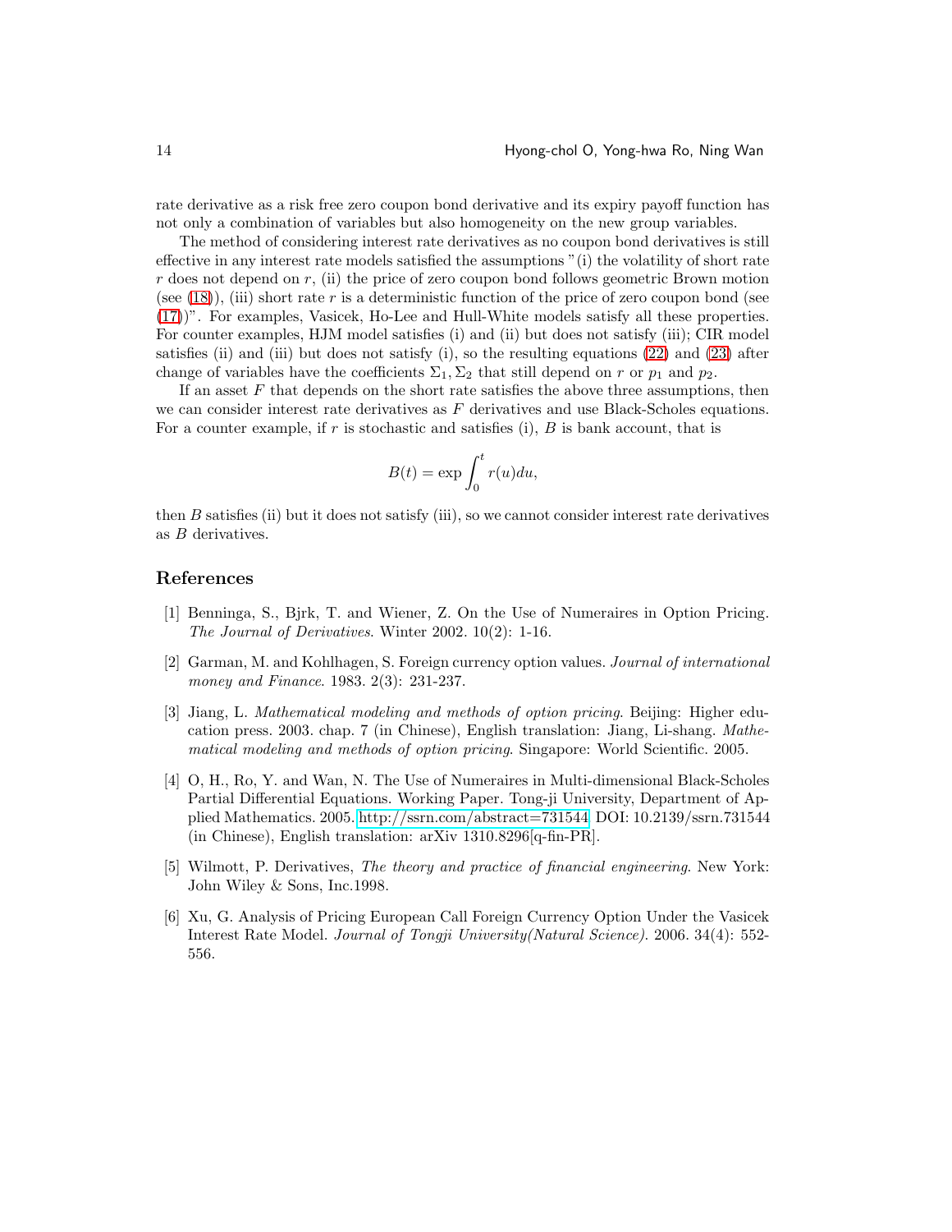rate derivative as a risk free zero coupon bond derivative and its expiry payoff function has not only a combination of variables but also homogeneity on the new group variables.

The method of considering interest rate derivatives as no coupon bond derivatives is still effective in any interest rate models satisfied the assumptions "(i) the volatility of short rate $r$ does not depend on $r$, (ii) the price of zero coupon bond follows geometric Brown motion (see (18)), (iii) short rate $r$ is a deterministic function of the price of zero coupon bond (see (17))". For examples, Vasicek, Ho-Lee and Hull-White models satisfy all these properties. For counter examples, HJM model satisfies (i) and (ii) but does not satisfy (iii); CIR model satisfies (ii) and (iii) but does not satisfy (i), so the resulting equations (22) and (23) after change of variables have the coefficients $\Sigma_1, \Sigma_2$ that still depend on $r$ or $p_1$ and $p_2$.

If an asset $F$ that depends on the short rate satisfies the above three assumptions, then we can consider interest rate derivatives as $F$ derivatives and use Black-Scholes equations. For a counter example, if $r$ is stochastic and satisfies (i), $B$ is bank account, that is

$$B(t) = \exp \int_0^t r(u)du,$$

then $B$ satisfies (ii) but it does not satisfy (iii), so we cannot consider interest rate derivatives as $B$ derivatives.

## References

[1] Benninga, S., Bjrk, T. and Wiener, Z. On the Use of Numeraires in Option Pricing. *The Journal of Derivatives*. Winter 2002. 10(2): 1-16.

[2] Garman, M. and Kohlhagen, S. Foreign currency option values. *Journal of international money and Finance*. 1983. 2(3): 231-237.

[3] Jiang, L. *Mathematical modeling and methods of option pricing*. Beijing: Higher education press. 2003. chap. 7 (in Chinese), English translation: Jiang, Li-shang. *Mathematical modeling and methods of option pricing*. Singapore: World Scientific. 2005.

[4] O, H., Ro, Y. and Wan, N. The Use of Numeraires in Multi-dimensional Black-Scholes Partial Differential Equations. Working Paper. Tong-ji University, Department of Applied Mathematics. 2005. http://ssrn.com/abstract=731544 DOI: 10.2139/ssrn.731544 (in Chinese), English translation: arXiv 1310.8296[q-fin-PR].

[5] Wilmott, P. Derivatives, *The theory and practice of financial engineering*. New York: John Wiley & Sons, Inc.1998.

[6] Xu, G. Analysis of Pricing European Call Foreign Currency Option Under the Vasicek Interest Rate Model. *Journal of Tongji University(Natural Science)*. 2006. 34(4): 552-556.